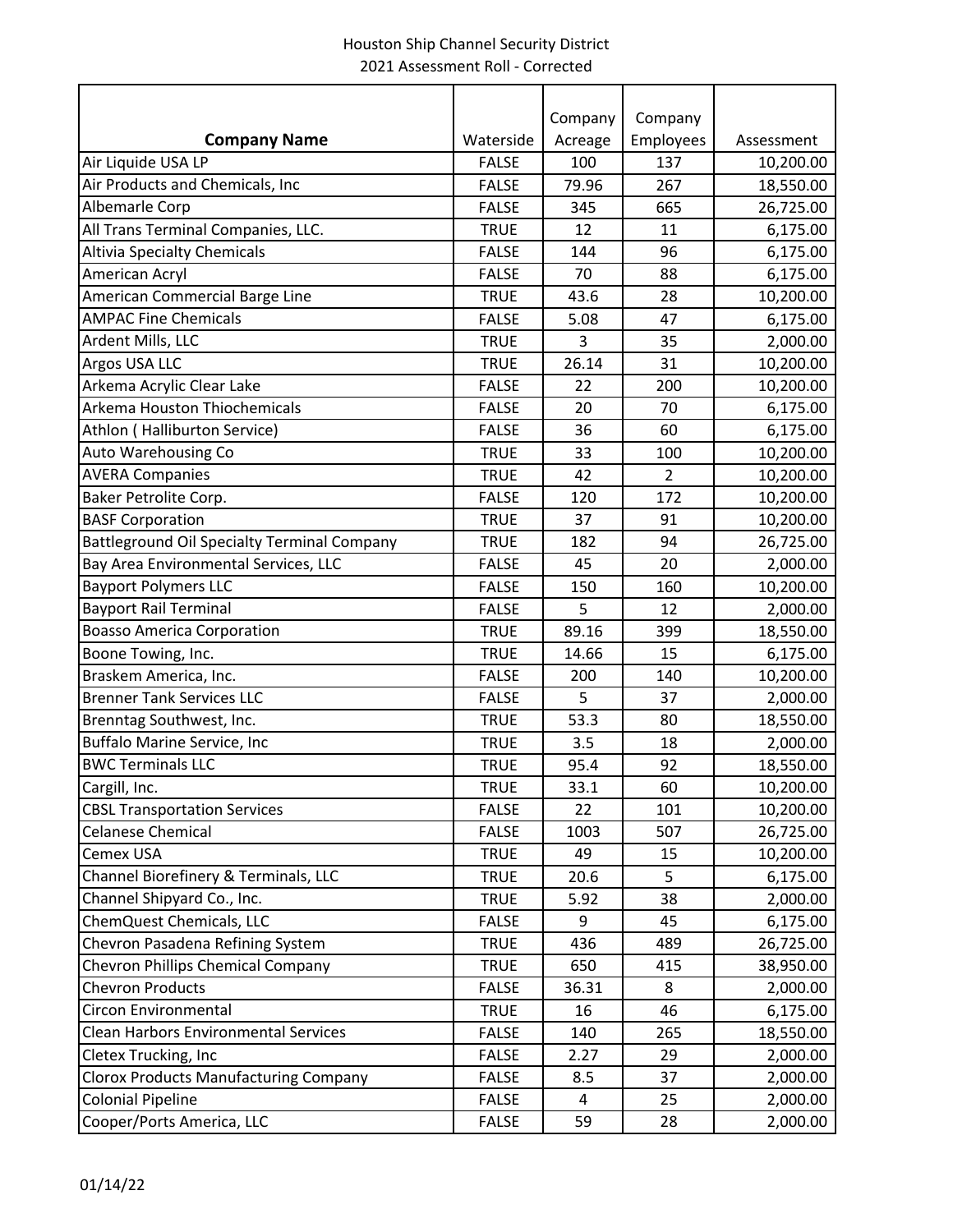# Houston Ship Channel Security District
## 2021 Assessment Roll - Corrected

| Company Name | Waterside | Company Acreage | Company Employees | Assessment |
|---|---|---|---|---|
| Air Liquide USA LP | FALSE | 100 | 137 | 10,200.00 |
| Air Products and Chemicals, Inc | FALSE | 79.96 | 267 | 18,550.00 |
| Albemarle Corp | FALSE | 345 | 665 | 26,725.00 |
| All Trans Terminal Companies, LLC. | TRUE | 12 | 11 | 6,175.00 |
| Altivia Specialty Chemicals | FALSE | 144 | 96 | 6,175.00 |
| American Acryl | FALSE | 70 | 88 | 6,175.00 |
| American Commercial Barge Line | TRUE | 43.6 | 28 | 10,200.00 |
| AMPAC Fine Chemicals | FALSE | 5.08 | 47 | 6,175.00 |
| Ardent Mills, LLC | TRUE | 3 | 35 | 2,000.00 |
| Argos USA LLC | TRUE | 26.14 | 31 | 10,200.00 |
| Arkema Acrylic Clear Lake | FALSE | 22 | 200 | 10,200.00 |
| Arkema Houston Thiochemicals | FALSE | 20 | 70 | 6,175.00 |
| Athlon ( Halliburton Service) | FALSE | 36 | 60 | 6,175.00 |
| Auto Warehousing Co | TRUE | 33 | 100 | 10,200.00 |
| AVERA Companies | TRUE | 42 | 2 | 10,200.00 |
| Baker Petrolite Corp. | FALSE | 120 | 172 | 10,200.00 |
| BASF Corporation | TRUE | 37 | 91 | 10,200.00 |
| Battleground Oil Specialty Terminal Company | TRUE | 182 | 94 | 26,725.00 |
| Bay Area Environmental Services, LLC | FALSE | 45 | 20 | 2,000.00 |
| Bayport Polymers LLC | FALSE | 150 | 160 | 10,200.00 |
| Bayport Rail Terminal | FALSE | 5 | 12 | 2,000.00 |
| Boasso America Corporation | TRUE | 89.16 | 399 | 18,550.00 |
| Boone Towing, Inc. | TRUE | 14.66 | 15 | 6,175.00 |
| Braskem America, Inc. | FALSE | 200 | 140 | 10,200.00 |
| Brenner Tank Services LLC | FALSE | 5 | 37 | 2,000.00 |
| Brenntag Southwest, Inc. | TRUE | 53.3 | 80 | 18,550.00 |
| Buffalo Marine Service, Inc | TRUE | 3.5 | 18 | 2,000.00 |
| BWC Terminals LLC | TRUE | 95.4 | 92 | 18,550.00 |
| Cargill, Inc. | TRUE | 33.1 | 60 | 10,200.00 |
| CBSL Transportation Services | FALSE | 22 | 101 | 10,200.00 |
| Celanese Chemical | FALSE | 1003 | 507 | 26,725.00 |
| Cemex USA | TRUE | 49 | 15 | 10,200.00 |
| Channel Biorefinery & Terminals, LLC | TRUE | 20.6 | 5 | 6,175.00 |
| Channel Shipyard Co., Inc. | TRUE | 5.92 | 38 | 2,000.00 |
| ChemQuest Chemicals, LLC | FALSE | 9 | 45 | 6,175.00 |
| Chevron Pasadena Refining System | TRUE | 436 | 489 | 26,725.00 |
| Chevron Phillips Chemical Company | TRUE | 650 | 415 | 38,950.00 |
| Chevron Products | FALSE | 36.31 | 8 | 2,000.00 |
| Circon Environmental | TRUE | 16 | 46 | 6,175.00 |
| Clean Harbors Environmental Services | FALSE | 140 | 265 | 18,550.00 |
| Cletex Trucking, Inc | FALSE | 2.27 | 29 | 2,000.00 |
| Clorox Products Manufacturing Company | FALSE | 8.5 | 37 | 2,000.00 |
| Colonial Pipeline | FALSE | 4 | 25 | 2,000.00 |
| Cooper/Ports America, LLC | FALSE | 59 | 28 | 2,000.00 |

01/14/22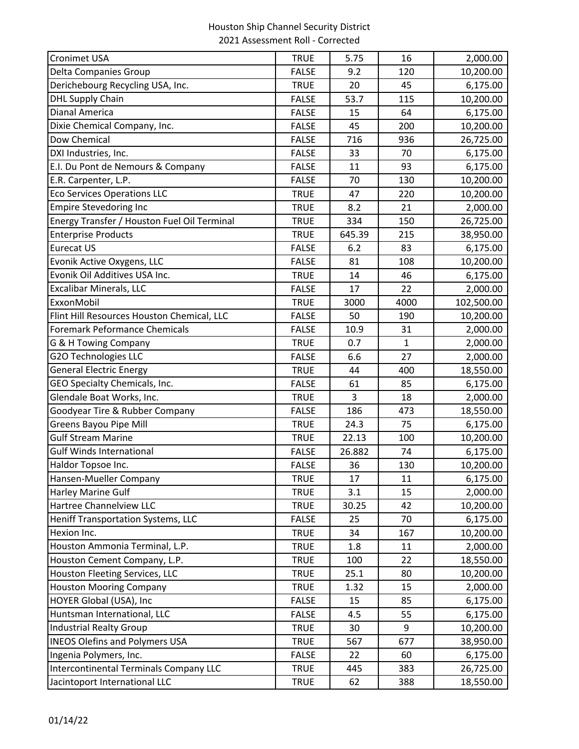| | | | | |
|---|---|---|---|---|
| Cronimet USA | TRUE | 5.75 | 16 | 2,000.00 |
| Delta Companies Group | FALSE | 9.2 | 120 | 10,200.00 |
| Derichebourg Recycling USA, Inc. | TRUE | 20 | 45 | 6,175.00 |
| DHL Supply Chain | FALSE | 53.7 | 115 | 10,200.00 |
| Dianal America | FALSE | 15 | 64 | 6,175.00 |
| Dixie Chemical Company, Inc. | FALSE | 45 | 200 | 10,200.00 |
| Dow Chemical | FALSE | 716 | 936 | 26,725.00 |
| DXI Industries, Inc. | FALSE | 33 | 70 | 6,175.00 |
| E.I. Du Pont de Nemours & Company | FALSE | 11 | 93 | 6,175.00 |
| E.R. Carpenter, L.P. | FALSE | 70 | 130 | 10,200.00 |
| Eco Services Operations LLC | TRUE | 47 | 220 | 10,200.00 |
| Empire Stevedoring Inc | TRUE | 8.2 | 21 | 2,000.00 |
| Energy Transfer / Houston Fuel Oil Terminal | TRUE | 334 | 150 | 26,725.00 |
| Enterprise Products | TRUE | 645.39 | 215 | 38,950.00 |
| Eurecat US | FALSE | 6.2 | 83 | 6,175.00 |
| Evonik Active Oxygens, LLC | FALSE | 81 | 108 | 10,200.00 |
| Evonik Oil Additives USA Inc. | TRUE | 14 | 46 | 6,175.00 |
| Excalibar Minerals, LLC | FALSE | 17 | 22 | 2,000.00 |
| ExxonMobil | TRUE | 3000 | 4000 | 102,500.00 |
| Flint Hill Resources Houston Chemical, LLC | FALSE | 50 | 190 | 10,200.00 |
| Foremark Peformance Chemicals | FALSE | 10.9 | 31 | 2,000.00 |
| G & H Towing Company | TRUE | 0.7 | 1 | 2,000.00 |
| G2O Technologies LLC | FALSE | 6.6 | 27 | 2,000.00 |
| General Electric Energy | TRUE | 44 | 400 | 18,550.00 |
| GEO Specialty Chemicals, Inc. | FALSE | 61 | 85 | 6,175.00 |
| Glendale Boat Works, Inc. | TRUE | 3 | 18 | 2,000.00 |
| Goodyear Tire & Rubber Company | FALSE | 186 | 473 | 18,550.00 |
| Greens Bayou Pipe Mill | TRUE | 24.3 | 75 | 6,175.00 |
| Gulf Stream Marine | TRUE | 22.13 | 100 | 10,200.00 |
| Gulf Winds International | FALSE | 26.882 | 74 | 6,175.00 |
| Haldor Topsoe Inc. | FALSE | 36 | 130 | 10,200.00 |
| Hansen-Mueller Company | TRUE | 17 | 11 | 6,175.00 |
| Harley Marine Gulf | TRUE | 3.1 | 15 | 2,000.00 |
| Hartree Channelview LLC | TRUE | 30.25 | 42 | 10,200.00 |
| Heniff Transportation Systems, LLC | FALSE | 25 | 70 | 6,175.00 |
| Hexion Inc. | TRUE | 34 | 167 | 10,200.00 |
| Houston Ammonia Terminal, L.P. | TRUE | 1.8 | 11 | 2,000.00 |
| Houston Cement Company, L.P. | TRUE | 100 | 22 | 18,550.00 |
| Houston Fleeting Services, LLC | TRUE | 25.1 | 80 | 10,200.00 |
| Houston Mooring Company | TRUE | 1.32 | 15 | 2,000.00 |
| HOYER Global (USA), Inc | FALSE | 15 | 85 | 6,175.00 |
| Huntsman International, LLC | FALSE | 4.5 | 55 | 6,175.00 |
| Industrial Realty Group | TRUE | 30 | 9 | 10,200.00 |
| INEOS Olefins and Polymers USA | TRUE | 567 | 677 | 38,950.00 |
| Ingenia Polymers, Inc. | FALSE | 22 | 60 | 6,175.00 |
| Intercontinental Terminals Company LLC | TRUE | 445 | 383 | 26,725.00 |
| Jacintoport International LLC | TRUE | 62 | 388 | 18,550.00 |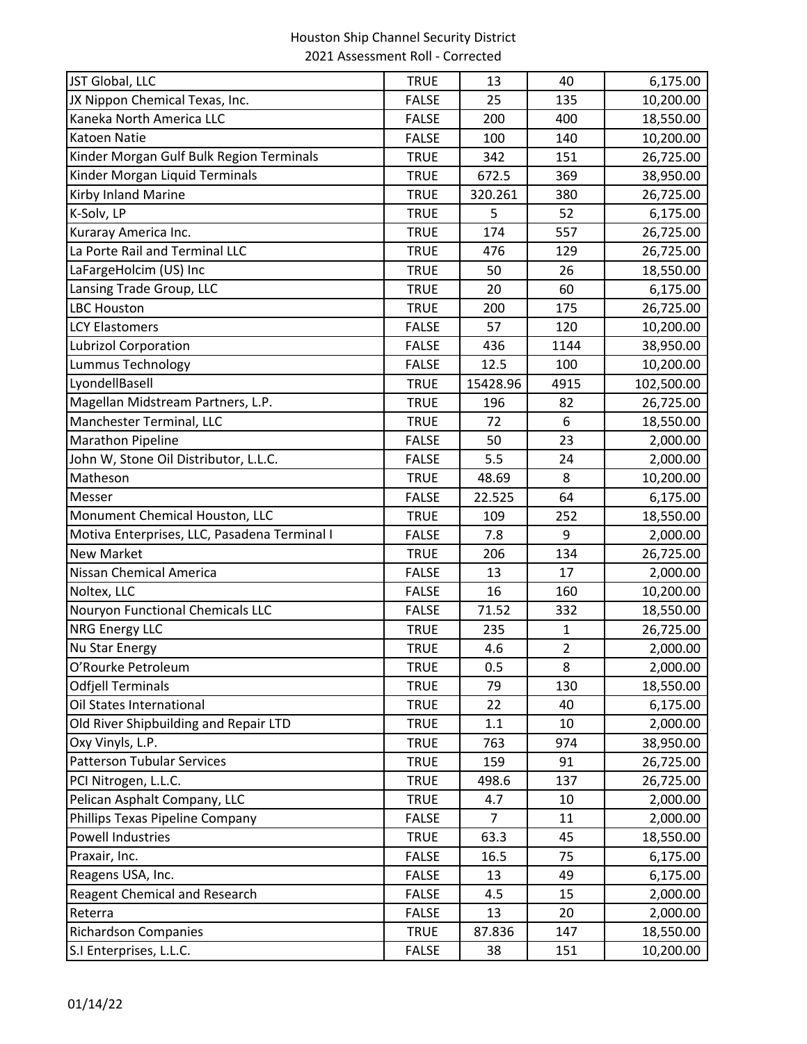Houston Ship Channel Security District
2021 Assessment Roll - Corrected

| JST Global, LLC | TRUE | 13 | 40 | 6,175.00 |
|---|---|---|---|---|
| JX Nippon Chemical Texas, Inc. | FALSE | 25 | 135 | 10,200.00 |
| Kaneka North America LLC | FALSE | 200 | 400 | 18,550.00 |
| Katoen Natie | FALSE | 100 | 140 | 10,200.00 |
| Kinder Morgan Gulf Bulk Region Terminals | TRUE | 342 | 151 | 26,725.00 |
| Kinder Morgan Liquid Terminals | TRUE | 672.5 | 369 | 38,950.00 |
| Kirby Inland Marine | TRUE | 320.261 | 380 | 26,725.00 |
| K-Solv, LP | TRUE | 5 | 52 | 6,175.00 |
| Kuraray America Inc. | TRUE | 174 | 557 | 26,725.00 |
| La Porte Rail and Terminal LLC | TRUE | 476 | 129 | 26,725.00 |
| LaFargeHolcim (US) Inc | TRUE | 50 | 26 | 18,550.00 |
| Lansing Trade Group, LLC | TRUE | 20 | 60 | 6,175.00 |
| LBC Houston | TRUE | 200 | 175 | 26,725.00 |
| LCY Elastomers | FALSE | 57 | 120 | 10,200.00 |
| Lubrizol Corporation | FALSE | 436 | 1144 | 38,950.00 |
| Lummus Technology | FALSE | 12.5 | 100 | 10,200.00 |
| LyondellBasell | TRUE | 15428.96 | 4915 | 102,500.00 |
| Magellan Midstream Partners, L.P. | TRUE | 196 | 82 | 26,725.00 |
| Manchester Terminal, LLC | TRUE | 72 | 6 | 18,550.00 |
| Marathon Pipeline | FALSE | 50 | 23 | 2,000.00 |
| John W, Stone Oil Distributor, L.L.C. | FALSE | 5.5 | 24 | 2,000.00 |
| Matheson | TRUE | 48.69 | 8 | 10,200.00 |
| Messer | FALSE | 22.525 | 64 | 6,175.00 |
| Monument Chemical Houston, LLC | TRUE | 109 | 252 | 18,550.00 |
| Motiva Enterprises, LLC, Pasadena Terminal I | FALSE | 7.8 | 9 | 2,000.00 |
| New Market | TRUE | 206 | 134 | 26,725.00 |
| Nissan Chemical America | FALSE | 13 | 17 | 2,000.00 |
| Noltex, LLC | FALSE | 16 | 160 | 10,200.00 |
| Nouryon Functional Chemicals LLC | FALSE | 71.52 | 332 | 18,550.00 |
| NRG Energy LLC | TRUE | 235 | 1 | 26,725.00 |
| Nu Star Energy | TRUE | 4.6 | 2 | 2,000.00 |
| O'Rourke Petroleum | TRUE | 0.5 | 8 | 2,000.00 |
| Odfjell Terminals | TRUE | 79 | 130 | 18,550.00 |
| Oil States International | TRUE | 22 | 40 | 6,175.00 |
| Old River Shipbuilding and Repair LTD | TRUE | 1.1 | 10 | 2,000.00 |
| Oxy Vinyls, L.P. | TRUE | 763 | 974 | 38,950.00 |
| Patterson Tubular Services | TRUE | 159 | 91 | 26,725.00 |
| PCI Nitrogen, L.L.C. | TRUE | 498.6 | 137 | 26,725.00 |
| Pelican Asphalt Company, LLC | TRUE | 4.7 | 10 | 2,000.00 |
| Phillips Texas Pipeline Company | FALSE | 7 | 11 | 2,000.00 |
| Powell Industries | TRUE | 63.3 | 45 | 18,550.00 |
| Praxair, Inc. | FALSE | 16.5 | 75 | 6,175.00 |
| Reagens USA, Inc. | FALSE | 13 | 49 | 6,175.00 |
| Reagent Chemical and Research | FALSE | 4.5 | 15 | 2,000.00 |
| Reterra | FALSE | 13 | 20 | 2,000.00 |
| Richardson Companies | TRUE | 87.836 | 147 | 18,550.00 |
| S.I Enterprises, L.L.C. | FALSE | 38 | 151 | 10,200.00 |

01/14/22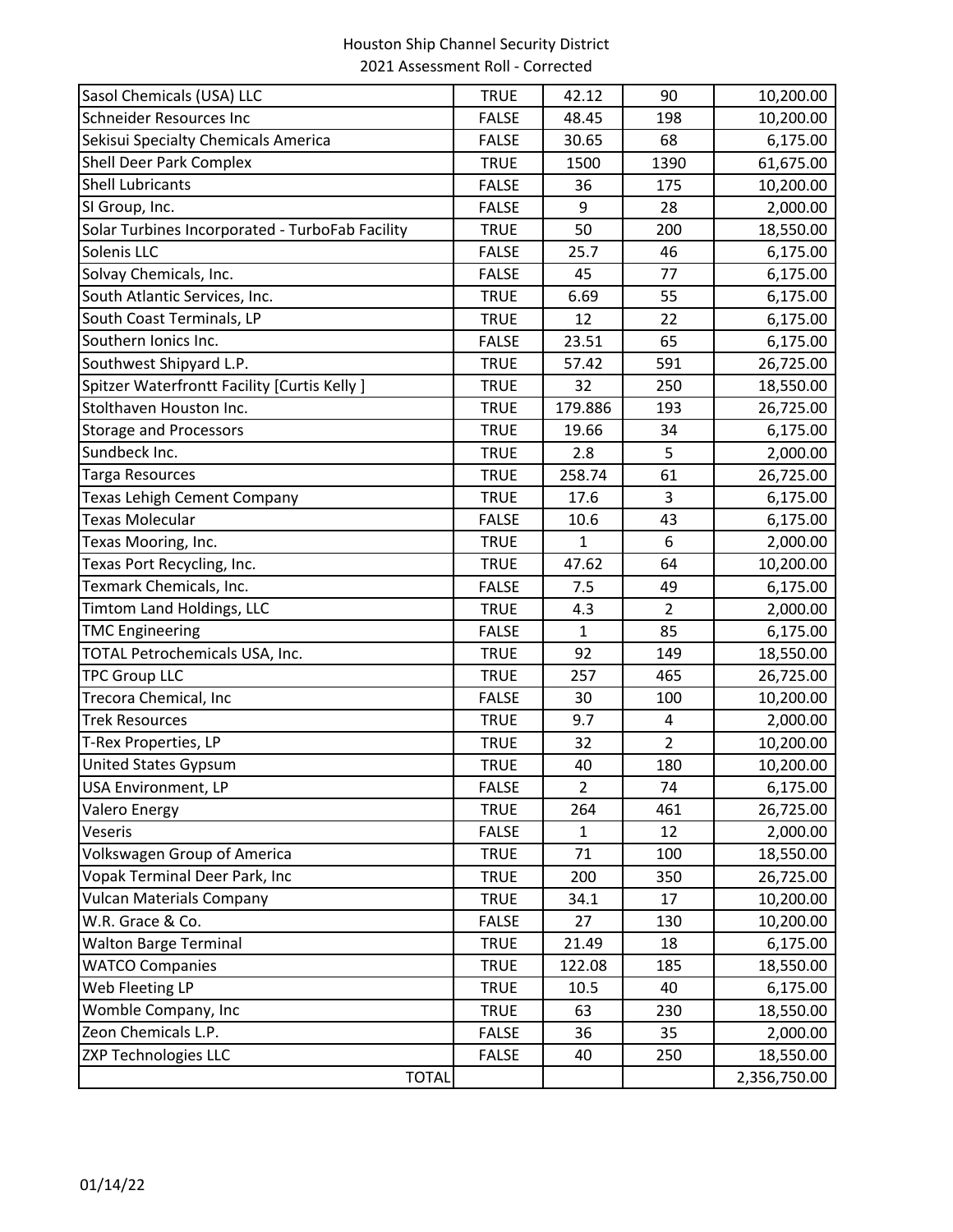Houston Ship Channel Security District
2021 Assessment Roll - Corrected

| | | | | |
|---|---|---|---|---|
| Sasol Chemicals (USA) LLC | TRUE | 42.12 | 90 | 10,200.00 |
| Schneider Resources Inc | FALSE | 48.45 | 198 | 10,200.00 |
| Sekisui Specialty Chemicals America | FALSE | 30.65 | 68 | 6,175.00 |
| Shell Deer Park Complex | TRUE | 1500 | 1390 | 61,675.00 |
| Shell Lubricants | FALSE | 36 | 175 | 10,200.00 |
| SI Group, Inc. | FALSE | 9 | 28 | 2,000.00 |
| Solar Turbines Incorporated - TurboFab Facility | TRUE | 50 | 200 | 18,550.00 |
| Solenis LLC | FALSE | 25.7 | 46 | 6,175.00 |
| Solvay Chemicals, Inc. | FALSE | 45 | 77 | 6,175.00 |
| South Atlantic Services, Inc. | TRUE | 6.69 | 55 | 6,175.00 |
| South Coast Terminals, LP | TRUE | 12 | 22 | 6,175.00 |
| Southern Ionics Inc. | FALSE | 23.51 | 65 | 6,175.00 |
| Southwest Shipyard L.P. | TRUE | 57.42 | 591 | 26,725.00 |
| Spitzer Waterfrontt Facility [Curtis Kelly ] | TRUE | 32 | 250 | 18,550.00 |
| Stolthaven Houston Inc. | TRUE | 179.886 | 193 | 26,725.00 |
| Storage and Processors | TRUE | 19.66 | 34 | 6,175.00 |
| Sundbeck Inc. | TRUE | 2.8 | 5 | 2,000.00 |
| Targa Resources | TRUE | 258.74 | 61 | 26,725.00 |
| Texas Lehigh Cement Company | TRUE | 17.6 | 3 | 6,175.00 |
| Texas Molecular | FALSE | 10.6 | 43 | 6,175.00 |
| Texas Mooring, Inc. | TRUE | 1 | 6 | 2,000.00 |
| Texas Port Recycling, Inc. | TRUE | 47.62 | 64 | 10,200.00 |
| Texmark Chemicals, Inc. | FALSE | 7.5 | 49 | 6,175.00 |
| Timtom Land Holdings, LLC | TRUE | 4.3 | 2 | 2,000.00 |
| TMC Engineering | FALSE | 1 | 85 | 6,175.00 |
| TOTAL Petrochemicals USA, Inc. | TRUE | 92 | 149 | 18,550.00 |
| TPC Group LLC | TRUE | 257 | 465 | 26,725.00 |
| Trecora Chemical, Inc | FALSE | 30 | 100 | 10,200.00 |
| Trek Resources | TRUE | 9.7 | 4 | 2,000.00 |
| T-Rex Properties, LP | TRUE | 32 | 2 | 10,200.00 |
| United States Gypsum | TRUE | 40 | 180 | 10,200.00 |
| USA Environment, LP | FALSE | 2 | 74 | 6,175.00 |
| Valero Energy | TRUE | 264 | 461 | 26,725.00 |
| Veseris | FALSE | 1 | 12 | 2,000.00 |
| Volkswagen Group of America | TRUE | 71 | 100 | 18,550.00 |
| Vopak Terminal Deer Park, Inc | TRUE | 200 | 350 | 26,725.00 |
| Vulcan Materials Company | TRUE | 34.1 | 17 | 10,200.00 |
| W.R. Grace & Co. | FALSE | 27 | 130 | 10,200.00 |
| Walton Barge Terminal | TRUE | 21.49 | 18 | 6,175.00 |
| WATCO Companies | TRUE | 122.08 | 185 | 18,550.00 |
| Web Fleeting LP | TRUE | 10.5 | 40 | 6,175.00 |
| Womble Company, Inc | TRUE | 63 | 230 | 18,550.00 |
| Zeon Chemicals L.P. | FALSE | 36 | 35 | 2,000.00 |
| ZXP Technologies LLC | FALSE | 40 | 250 | 18,550.00 |
| TOTAL | | | | 2,356,750.00 |

01/14/22